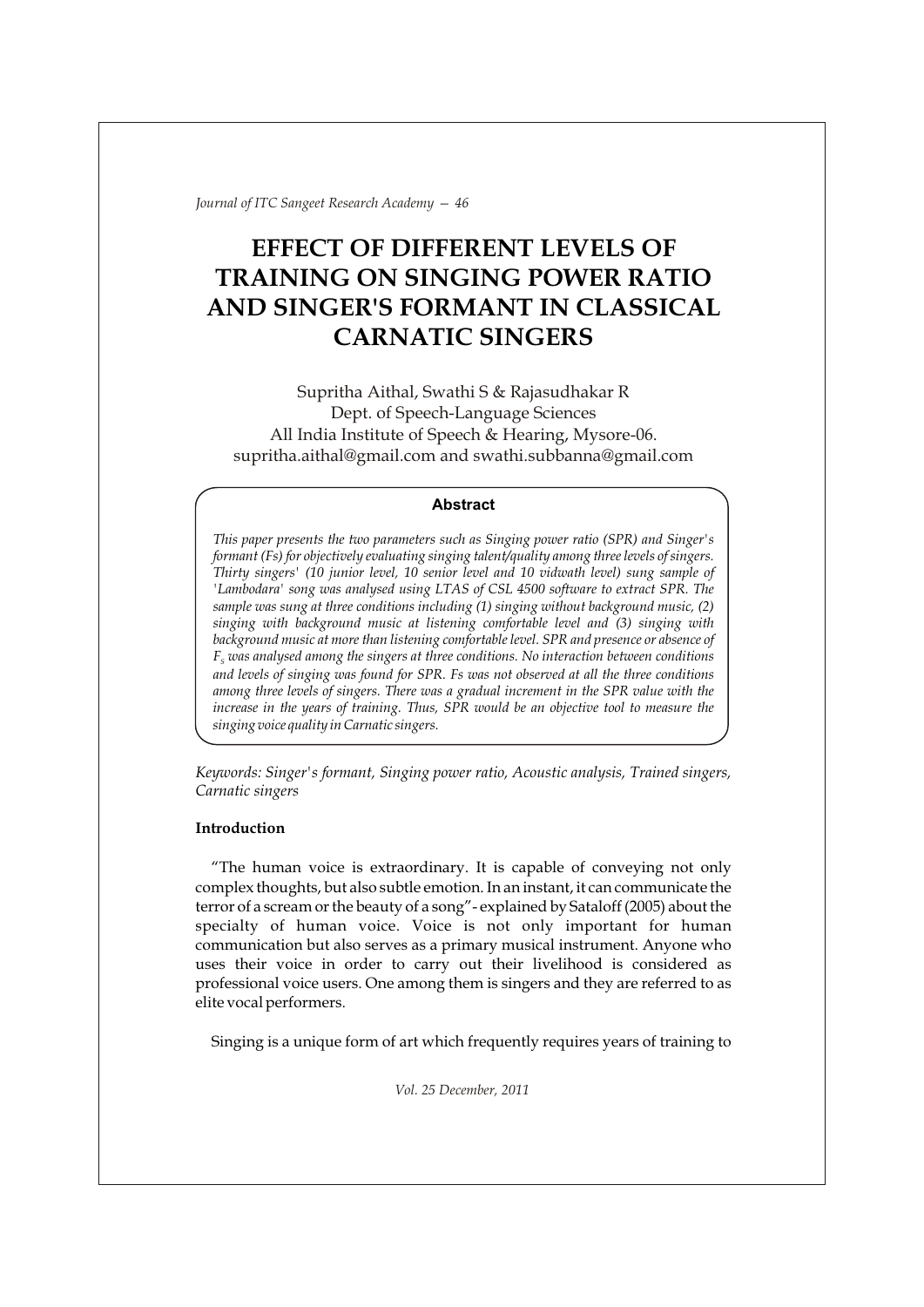# EFFECT OF DIFFERENT LEVELS OF TRAINING ON SINGING POWER RATIO AND SINGER'S FORMANT IN CLASSICAL CARNATIC SINGERS

Supritha Aithal, Swathi S & Rajasudhakar R
Dept. of Speech-Language Sciences
All India Institute of Speech & Hearing, Mysore-06.
supritha.aithal@gmail.com and swathi.subbanna@gmail.com

**Abstract**

*This paper presents the two parameters such as Singing power ratio (SPR) and Singer's formant (Fs) for objectively evaluating singing talent/quality among three levels of singers. Thirty singers' (10 junior level, 10 senior level and 10 vidwath level) sung sample of 'Lambodara' song was analysed using LTAS of CSL 4500 software to extract SPR. The sample was sung at three conditions including (1) singing without background music, (2) singing with background music at listening comfortable level and (3) singing with background music at more than listening comfortable level. SPR and presence or absence of $F_s$ was analysed among the singers at three conditions. No interaction between conditions and levels of singing was found for SPR. Fs was not observed at all the three conditions among three levels of singers. There was a gradual increment in the SPR value with the increase in the years of training. Thus, SPR would be an objective tool to measure the singing voice quality in Carnatic singers.*

*Keywords: Singer's formant, Singing power ratio, Acoustic analysis, Trained singers, Carnatic singers*

**Introduction**

"The human voice is extraordinary. It is capable of conveying not only complex thoughts, but also subtle emotion. In an instant, it can communicate the terror of a scream or the beauty of a song"- explained by Sataloff (2005) about the specialty of human voice. Voice is not only important for human communication but also serves as a primary musical instrument. Anyone who uses their voice in order to carry out their livelihood is considered as professional voice users. One among them is singers and they are referred to as elite vocal performers.

Singing is a unique form of art which frequently requires years of training to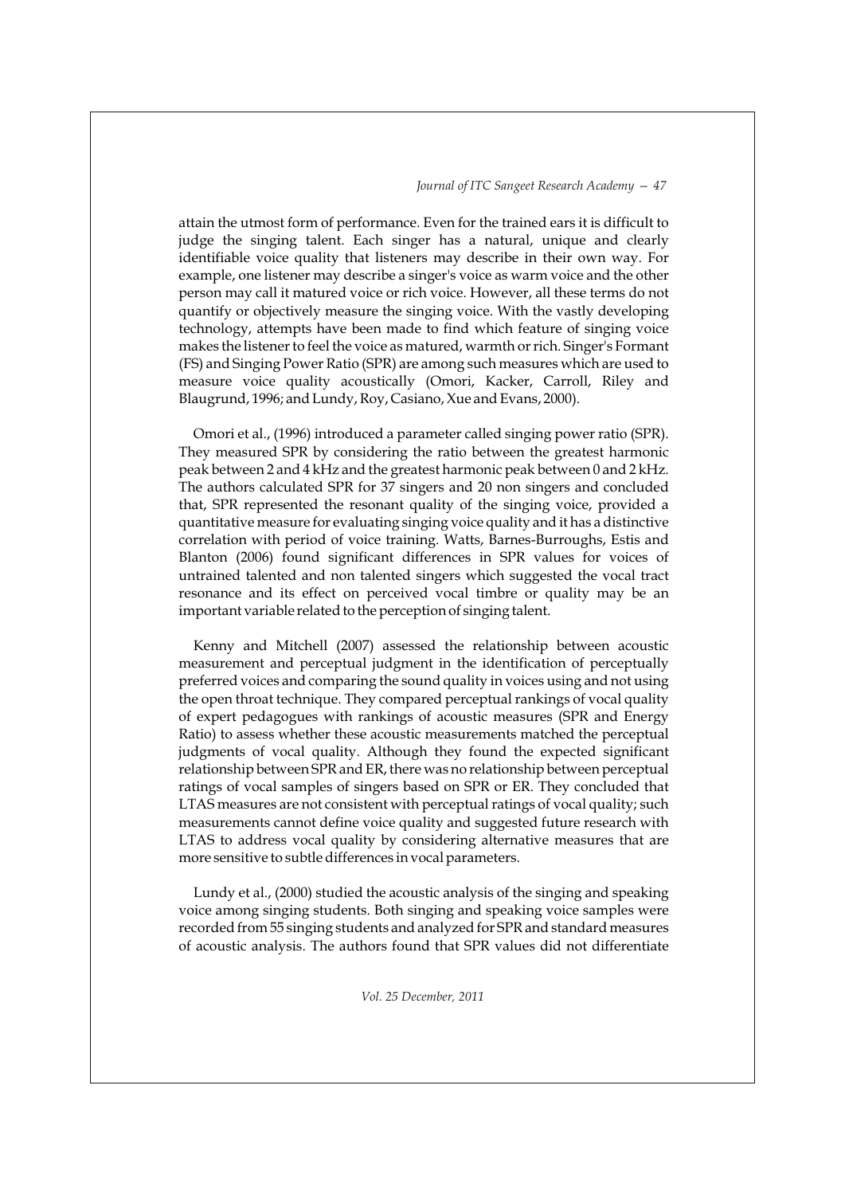attain the utmost form of performance. Even for the trained ears it is difficult to judge the singing talent. Each singer has a natural, unique and clearly identifiable voice quality that listeners may describe in their own way. For example, one listener may describe a singer's voice as warm voice and the other person may call it matured voice or rich voice. However, all these terms do not quantify or objectively measure the singing voice. With the vastly developing technology, attempts have been made to find which feature of singing voice makes the listener to feel the voice as matured, warmth or rich. Singer's Formant (FS) and Singing Power Ratio (SPR) are among such measures which are used to measure voice quality acoustically (Omori, Kacker, Carroll, Riley and Blaugrund, 1996; and Lundy, Roy, Casiano, Xue and Evans, 2000).

Omori et al., (1996) introduced a parameter called singing power ratio (SPR). They measured SPR by considering the ratio between the greatest harmonic peak between 2 and 4 kHz and the greatest harmonic peak between 0 and 2 kHz. The authors calculated SPR for 37 singers and 20 non singers and concluded that, SPR represented the resonant quality of the singing voice, provided a quantitative measure for evaluating singing voice quality and it has a distinctive correlation with period of voice training. Watts, Barnes-Burroughs, Estis and Blanton (2006) found significant differences in SPR values for voices of untrained talented and non talented singers which suggested the vocal tract resonance and its effect on perceived vocal timbre or quality may be an important variable related to the perception of singing talent.

Kenny and Mitchell (2007) assessed the relationship between acoustic measurement and perceptual judgment in the identification of perceptually preferred voices and comparing the sound quality in voices using and not using the open throat technique. They compared perceptual rankings of vocal quality of expert pedagogues with rankings of acoustic measures (SPR and Energy Ratio) to assess whether these acoustic measurements matched the perceptual judgments of vocal quality. Although they found the expected significant relationship between SPR and ER, there was no relationship between perceptual ratings of vocal samples of singers based on SPR or ER. They concluded that LTAS measures are not consistent with perceptual ratings of vocal quality; such measurements cannot define voice quality and suggested future research with LTAS to address vocal quality by considering alternative measures that are more sensitive to subtle differences in vocal parameters.

Lundy et al., (2000) studied the acoustic analysis of the singing and speaking voice among singing students. Both singing and speaking voice samples were recorded from 55 singing students and analyzed for SPR and standard measures of acoustic analysis. The authors found that SPR values did not differentiate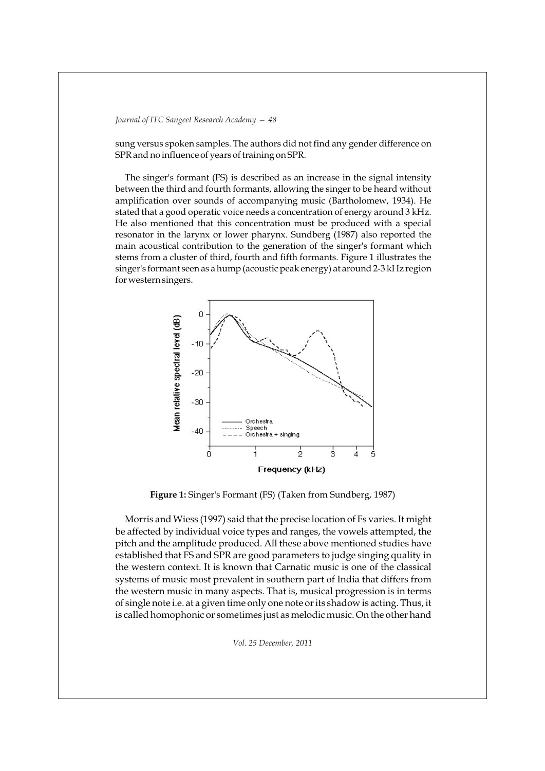sung versus spoken samples. The authors did not find any gender difference on SPR and no influence of years of training on SPR.

The singer's formant (FS) is described as an increase in the signal intensity between the third and fourth formants, allowing the singer to be heard without amplification over sounds of accompanying music (Bartholomew, 1934). He stated that a good operatic voice needs a concentration of energy around 3 kHz. He also mentioned that this concentration must be produced with a special resonator in the larynx or lower pharynx. Sundberg (1987) also reported the main acoustical contribution to the generation of the singer's formant which stems from a cluster of third, fourth and fifth formants. Figure 1 illustrates the singer's formant seen as a hump (acoustic peak energy) at around 2-3 kHz region for western singers.

**Figure 1:** Singer's Formant (FS) (Taken from Sundberg, 1987)

Morris and Wiess (1997) said that the precise location of Fs varies. It might be affected by individual voice types and ranges, the vowels attempted, the pitch and the amplitude produced. All these above mentioned studies have established that FS and SPR are good parameters to judge singing quality in the western context. It is known that Carnatic music is one of the classical systems of music most prevalent in southern part of India that differs from the western music in many aspects. That is, musical progression is in terms of single note i.e. at a given time only one note or its shadow is acting. Thus, it is called homophonic or sometimes just as melodic music. On the other hand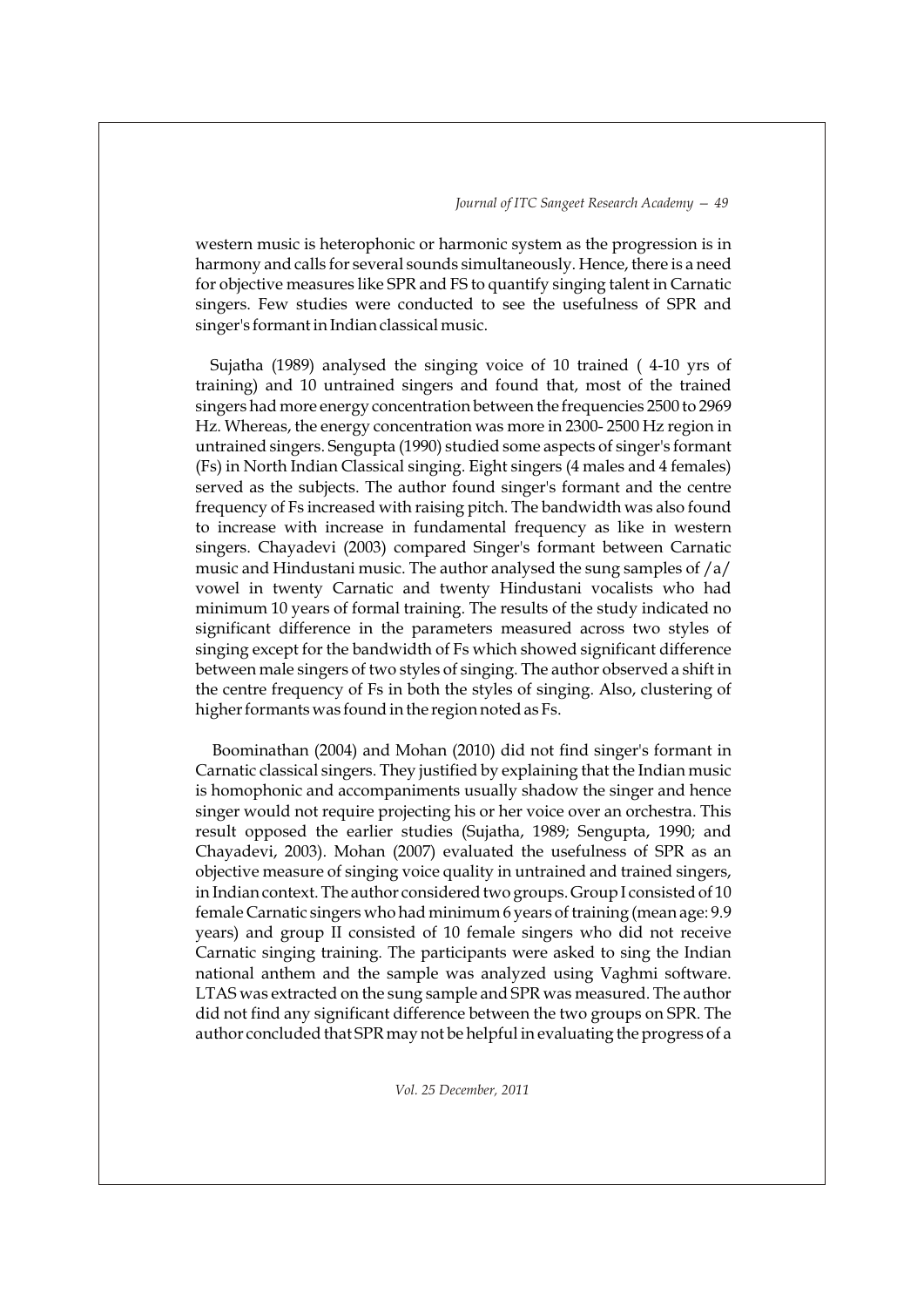western music is heterophonic or harmonic system as the progression is in harmony and calls for several sounds simultaneously. Hence, there is a need for objective measures like SPR and FS to quantify singing talent in Carnatic singers. Few studies were conducted to see the usefulness of SPR and singer's formant in Indian classical music.

Sujatha (1989) analysed the singing voice of 10 trained ( 4-10 yrs of training) and 10 untrained singers and found that, most of the trained singers had more energy concentration between the frequencies 2500 to 2969 Hz. Whereas, the energy concentration was more in 2300- 2500 Hz region in untrained singers. Sengupta (1990) studied some aspects of singer's formant (Fs) in North Indian Classical singing. Eight singers (4 males and 4 females) served as the subjects. The author found singer's formant and the centre frequency of Fs increased with raising pitch. The bandwidth was also found to increase with increase in fundamental frequency as like in western singers. Chayadevi (2003) compared Singer's formant between Carnatic music and Hindustani music. The author analysed the sung samples of /a/ vowel in twenty Carnatic and twenty Hindustani vocalists who had minimum 10 years of formal training. The results of the study indicated no significant difference in the parameters measured across two styles of singing except for the bandwidth of Fs which showed significant difference between male singers of two styles of singing. The author observed a shift in the centre frequency of Fs in both the styles of singing. Also, clustering of higher formants was found in the region noted as Fs.

Boominathan (2004) and Mohan (2010) did not find singer's formant in Carnatic classical singers. They justified by explaining that the Indian music is homophonic and accompaniments usually shadow the singer and hence singer would not require projecting his or her voice over an orchestra. This result opposed the earlier studies (Sujatha, 1989; Sengupta, 1990; and Chayadevi, 2003). Mohan (2007) evaluated the usefulness of SPR as an objective measure of singing voice quality in untrained and trained singers, in Indian context. The author considered two groups. Group I consisted of 10 female Carnatic singers who had minimum 6 years of training (mean age: 9.9 years) and group II consisted of 10 female singers who did not receive Carnatic singing training. The participants were asked to sing the Indian national anthem and the sample was analyzed using Vaghmi software. LTAS was extracted on the sung sample and SPR was measured. The author did not find any significant difference between the two groups on SPR. The author concluded that SPR may not be helpful in evaluating the progress of a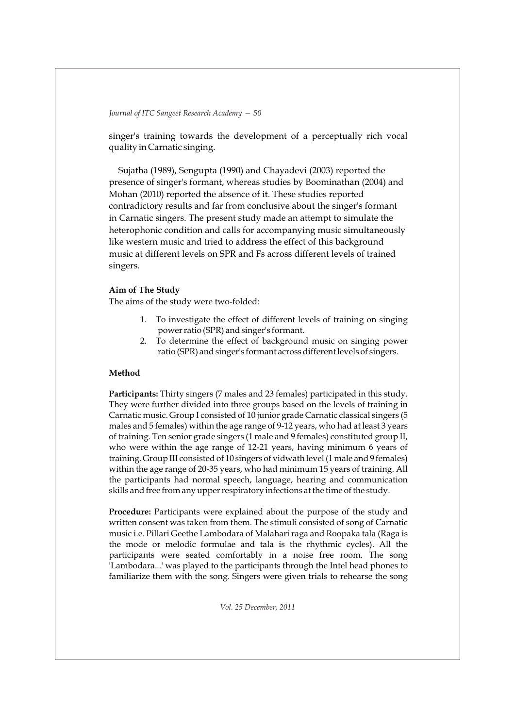singer's training towards the development of a perceptually rich vocal quality in Carnatic singing.

Sujatha (1989), Sengupta (1990) and Chayadevi (2003) reported the presence of singer's formant, whereas studies by Boominathan (2004) and Mohan (2010) reported the absence of it. These studies reported contradictory results and far from conclusive about the singer's formant in Carnatic singers. The present study made an attempt to simulate the heterophonic condition and calls for accompanying music simultaneously like western music and tried to address the effect of this background music at different levels on SPR and Fs across different levels of trained singers.

**Aim of The Study**

The aims of the study were two-folded:

1. To investigate the effect of different levels of training on singing power ratio (SPR) and singer's formant.
2. To determine the effect of background music on singing power ratio (SPR) and singer's formant across different levels of singers.

**Method**

**Participants:** Thirty singers (7 males and 23 females) participated in this study. They were further divided into three groups based on the levels of training in Carnatic music. Group I consisted of 10 junior grade Carnatic classical singers (5 males and 5 females) within the age range of 9-12 years, who had at least 3 years of training. Ten senior grade singers (1 male and 9 females) constituted group II, who were within the age range of 12-21 years, having minimum 6 years of training. Group III consisted of 10 singers of vidwath level (1 male and 9 females) within the age range of 20-35 years, who had minimum 15 years of training. All the participants had normal speech, language, hearing and communication skills and free from any upper respiratory infections at the time of the study.

**Procedure:** Participants were explained about the purpose of the study and written consent was taken from them. The stimuli consisted of song of Carnatic music i.e. Pillari Geethe Lambodara of Malahari raga and Roopaka tala (Raga is the mode or melodic formulae and tala is the rhythmic cycles). All the participants were seated comfortably in a noise free room. The song 'Lambodara...' was played to the participants through the Intel head phones to familiarize them with the song. Singers were given trials to rehearse the song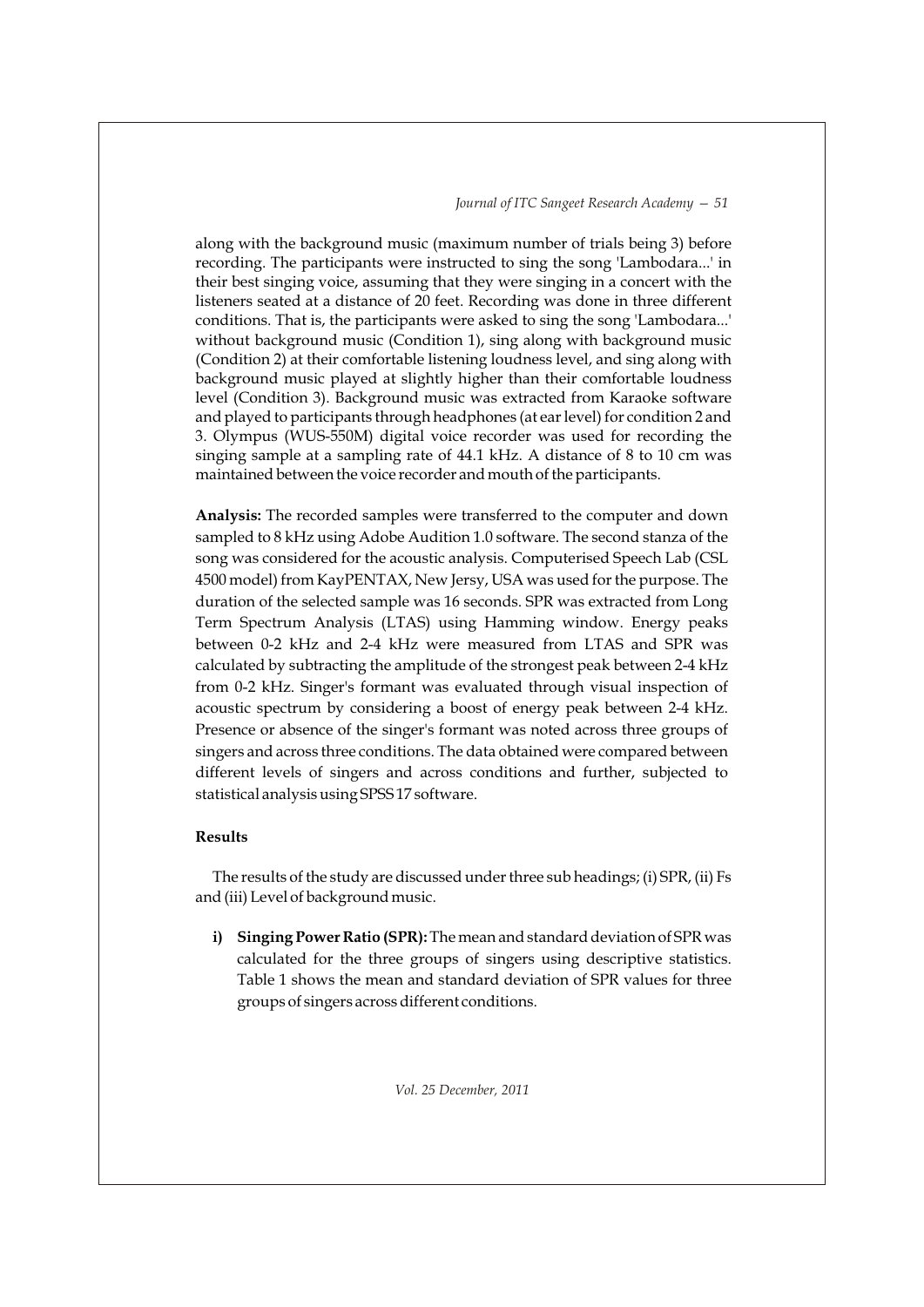along with the background music (maximum number of trials being 3) before recording. The participants were instructed to sing the song 'Lambodara...' in their best singing voice, assuming that they were singing in a concert with the listeners seated at a distance of 20 feet. Recording was done in three different conditions. That is, the participants were asked to sing the song 'Lambodara...' without background music (Condition 1), sing along with background music (Condition 2) at their comfortable listening loudness level, and sing along with background music played at slightly higher than their comfortable loudness level (Condition 3). Background music was extracted from Karaoke software and played to participants through headphones (at ear level) for condition 2 and 3. Olympus (WUS-550M) digital voice recorder was used for recording the singing sample at a sampling rate of 44.1 kHz. A distance of 8 to 10 cm was maintained between the voice recorder and mouth of the participants.

**Analysis:** The recorded samples were transferred to the computer and down sampled to 8 kHz using Adobe Audition 1.0 software. The second stanza of the song was considered for the acoustic analysis. Computerised Speech Lab (CSL 4500 model) from KayPENTAX, New Jersy, USA was used for the purpose. The duration of the selected sample was 16 seconds. SPR was extracted from Long Term Spectrum Analysis (LTAS) using Hamming window. Energy peaks between 0-2 kHz and 2-4 kHz were measured from LTAS and SPR was calculated by subtracting the amplitude of the strongest peak between 2-4 kHz from 0-2 kHz. Singer's formant was evaluated through visual inspection of acoustic spectrum by considering a boost of energy peak between 2-4 kHz. Presence or absence of the singer's formant was noted across three groups of singers and across three conditions. The data obtained were compared between different levels of singers and across conditions and further, subjected to statistical analysis using SPSS 17 software.

## Results

The results of the study are discussed under three sub headings; (i) SPR, (ii) Fs and (iii) Level of background music.

i) **Singing Power Ratio (SPR):** The mean and standard deviation of SPR was calculated for the three groups of singers using descriptive statistics. Table 1 shows the mean and standard deviation of SPR values for three groups of singers across different conditions.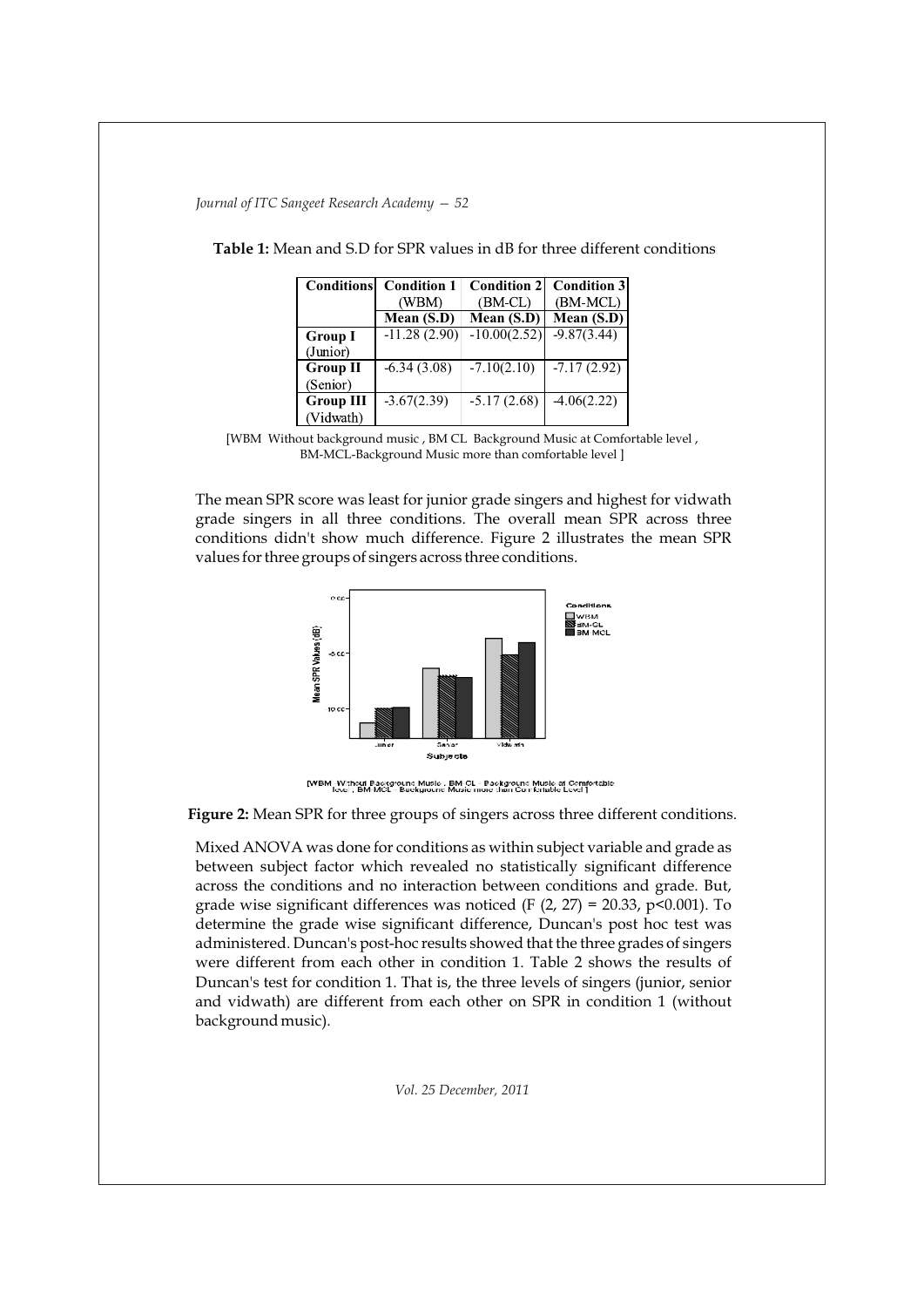**Table 1:** Mean and S.D for SPR values in dB for three different conditions

| Conditions | Condition 1 (WBM) | Condition 2 (BM-CL) | Condition 3 (BM-MCL) |
|---|---|---|---|
| | Mean (S.D) | Mean (S.D) | Mean (S.D) |
| **Group I** (Junior) | -11.28 (2.90) | -10.00(2.52) | -9.87(3.44) |
| **Group II** (Senior) | -6.34 (3.08) | -7.10(2.10) | -7.17 (2.92) |
| **Group III** (Vidwath) | -3.67(2.39) | -5.17 (2.68) | -4.06(2.22) |

[WBM Without background music , BM CL Background Music at Comfortable level , BM-MCL-Background Music more than comfortable level ]

The mean SPR score was least for junior grade singers and highest for vidwath grade singers in all three conditions. The overall mean SPR across three conditions didn't show much difference. Figure 2 illustrates the mean SPR values for three groups of singers across three conditions.

[WBM Without Background Music , BM CL Background Music at Comfortable level , BM MCL Background Music more than Comfortable Level ]

**Figure 2:** Mean SPR for three groups of singers across three different conditions.

Mixed ANOVA was done for conditions as within subject variable and grade as between subject factor which revealed no statistically significant difference across the conditions and no interaction between conditions and grade. But, grade wise significant differences was noticed ($F (2, 27) = 20.33$, $p<0.001$). To determine the grade wise significant difference, Duncan's post hoc test was administered. Duncan's post-hoc results showed that the three grades of singers were different from each other in condition 1. Table 2 shows the results of Duncan's test for condition 1. That is, the three levels of singers (junior, senior and vidwath) are different from each other on SPR in condition 1 (without background music).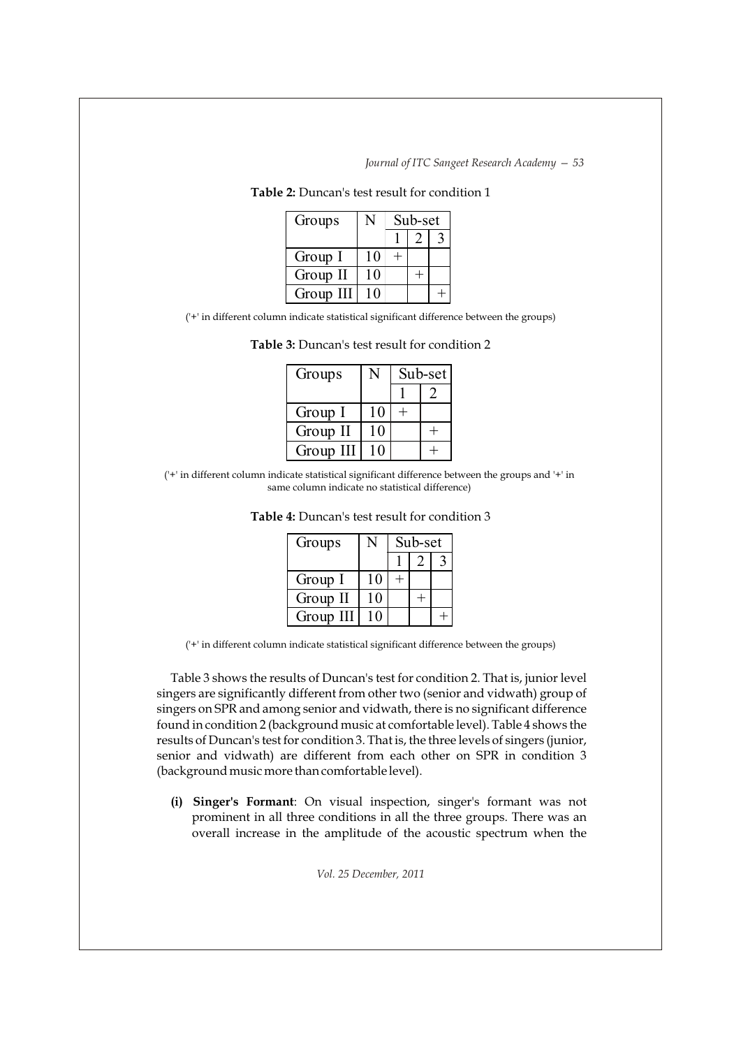**Table 2:** Duncan's test result for condition 1

| Groups | N | Sub-set | | |
|---|---|---|---|---|
| | | 1 | 2 | 3 |
| Group I | 10 | + | | |
| Group II | 10 | | + | |
| Group III | 10 | | | + |

('+' in different column indicate statistical significant difference between the groups)

**Table 3:** Duncan's test result for condition 2

| Groups | N | Sub-set | |
|---|---|---|---|
| | | 1 | 2 |
| Group I | 10 | + | |
| Group II | 10 | | + |
| Group III | 10 | | + |

('+' in different column indicate statistical significant difference between the groups and '+' in same column indicate no statistical difference)

**Table 4:** Duncan's test result for condition 3

| Groups | N | Sub-set | | |
|---|---|---|---|---|
| | | 1 | 2 | 3 |
| Group I | 10 | + | | |
| Group II | 10 | | + | |
| Group III | 10 | | | + |

('+' in different column indicate statistical significant difference between the groups)

Table 3 shows the results of Duncan's test for condition 2. That is, junior level singers are significantly different from other two (senior and vidwath) group of singers on SPR and among senior and vidwath, there is no significant difference found in condition 2 (background music at comfortable level). Table 4 shows the results of Duncan's test for condition 3. That is, the three levels of singers (junior, senior and vidwath) are different from each other on SPR in condition 3 (background music more than comfortable level).

**(i) Singer's Formant**: On visual inspection, singer's formant was not prominent in all three conditions in all the three groups. There was an overall increase in the amplitude of the acoustic spectrum when the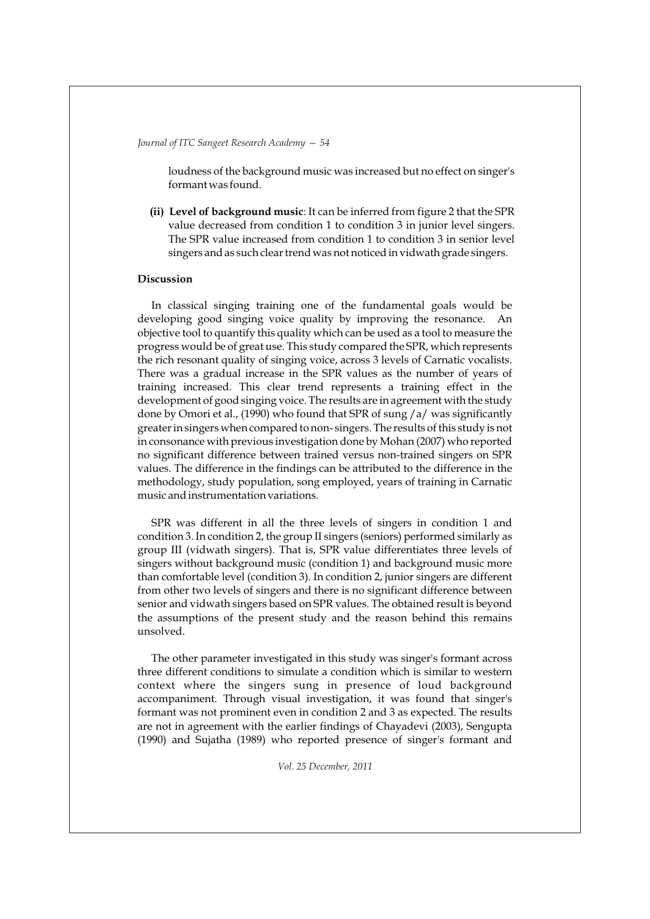loudness of the background music was increased but no effect on singer's formant was found.

**(ii) Level of background music**: It can be inferred from figure 2 that the SPR value decreased from condition 1 to condition 3 in junior level singers. The SPR value increased from condition 1 to condition 3 in senior level singers and as such clear trend was not noticed in vidwath grade singers.

**Discussion**

In classical singing training one of the fundamental goals would be developing good singing voice quality by improving the resonance. An objective tool to quantify this quality which can be used as a tool to measure the progress would be of great use. This study compared the SPR, which represents the rich resonant quality of singing voice, across 3 levels of Carnatic vocalists. There was a gradual increase in the SPR values as the number of years of training increased. This clear trend represents a training effect in the development of good singing voice. The results are in agreement with the study done by Omori et al., (1990) who found that SPR of sung /a/ was significantly greater in singers when compared to non- singers. The results of this study is not in consonance with previous investigation done by Mohan (2007) who reported no significant difference between trained versus non-trained singers on SPR values. The difference in the findings can be attributed to the difference in the methodology, study population, song employed, years of training in Carnatic music and instrumentation variations.

SPR was different in all the three levels of singers in condition 1 and condition 3. In condition 2, the group II singers (seniors) performed similarly as group III (vidwath singers). That is, SPR value differentiates three levels of singers without background music (condition 1) and background music more than comfortable level (condition 3). In condition 2, junior singers are different from other two levels of singers and there is no significant difference between senior and vidwath singers based on SPR values. The obtained result is beyond the assumptions of the present study and the reason behind this remains unsolved.

The other parameter investigated in this study was singer's formant across three different conditions to simulate a condition which is similar to western context where the singers sung in presence of loud background accompaniment. Through visual investigation, it was found that singer's formant was not prominent even in condition 2 and 3 as expected. The results are not in agreement with the earlier findings of Chayadevi (2003), Sengupta (1990) and Sujatha (1989) who reported presence of singer's formant and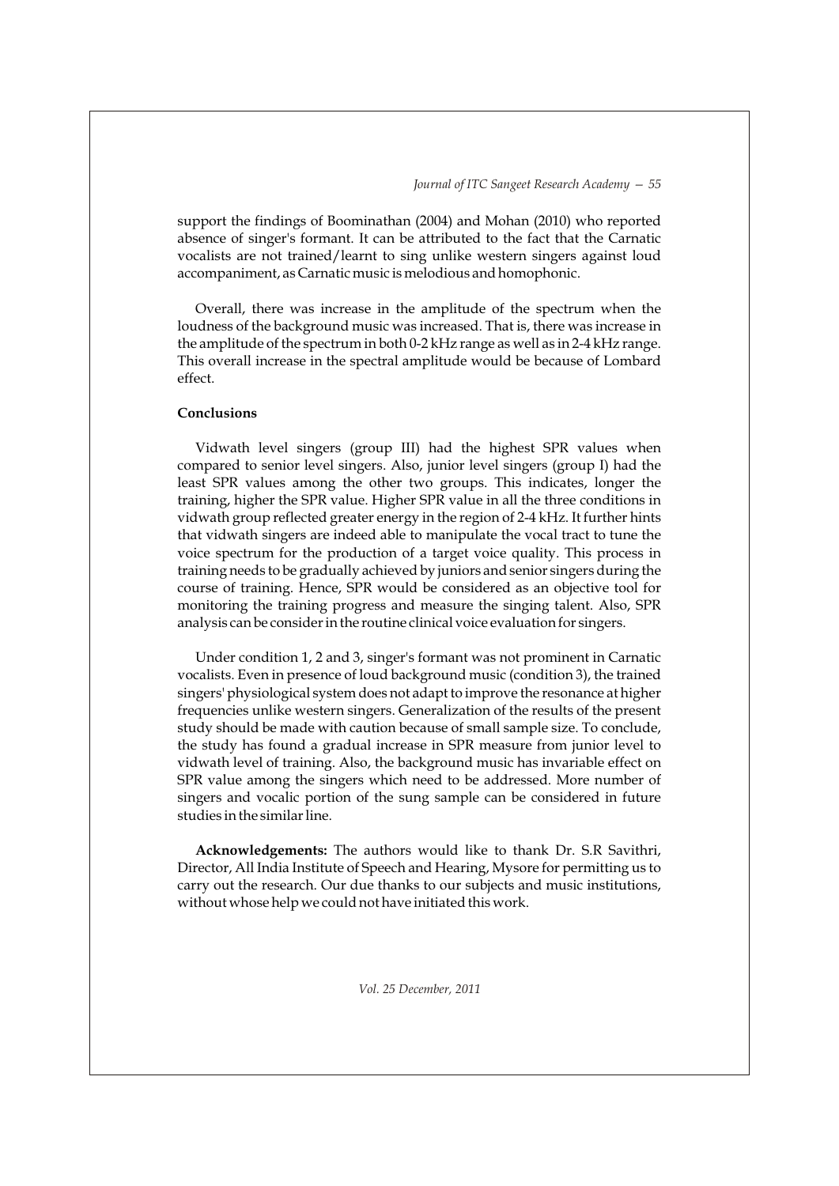support the findings of Boominathan (2004) and Mohan (2010) who reported absence of singer's formant. It can be attributed to the fact that the Carnatic vocalists are not trained/learnt to sing unlike western singers against loud accompaniment, as Carnatic music is melodious and homophonic.

Overall, there was increase in the amplitude of the spectrum when the loudness of the background music was increased. That is, there was increase in the amplitude of the spectrum in both 0-2 kHz range as well as in 2-4 kHz range. This overall increase in the spectral amplitude would be because of Lombard effect.

**Conclusions**

Vidwath level singers (group III) had the highest SPR values when compared to senior level singers. Also, junior level singers (group I) had the least SPR values among the other two groups. This indicates, longer the training, higher the SPR value. Higher SPR value in all the three conditions in vidwath group reflected greater energy in the region of 2-4 kHz. It further hints that vidwath singers are indeed able to manipulate the vocal tract to tune the voice spectrum for the production of a target voice quality. This process in training needs to be gradually achieved by juniors and senior singers during the course of training. Hence, SPR would be considered as an objective tool for monitoring the training progress and measure the singing talent. Also, SPR analysis can be consider in the routine clinical voice evaluation for singers.

Under condition 1, 2 and 3, singer's formant was not prominent in Carnatic vocalists. Even in presence of loud background music (condition 3), the trained singers' physiological system does not adapt to improve the resonance at higher frequencies unlike western singers. Generalization of the results of the present study should be made with caution because of small sample size. To conclude, the study has found a gradual increase in SPR measure from junior level to vidwath level of training. Also, the background music has invariable effect on SPR value among the singers which need to be addressed. More number of singers and vocalic portion of the sung sample can be considered in future studies in the similar line.

**Acknowledgements:** The authors would like to thank Dr. S.R Savithri, Director, All India Institute of Speech and Hearing, Mysore for permitting us to carry out the research. Our due thanks to our subjects and music institutions, without whose help we could not have initiated this work.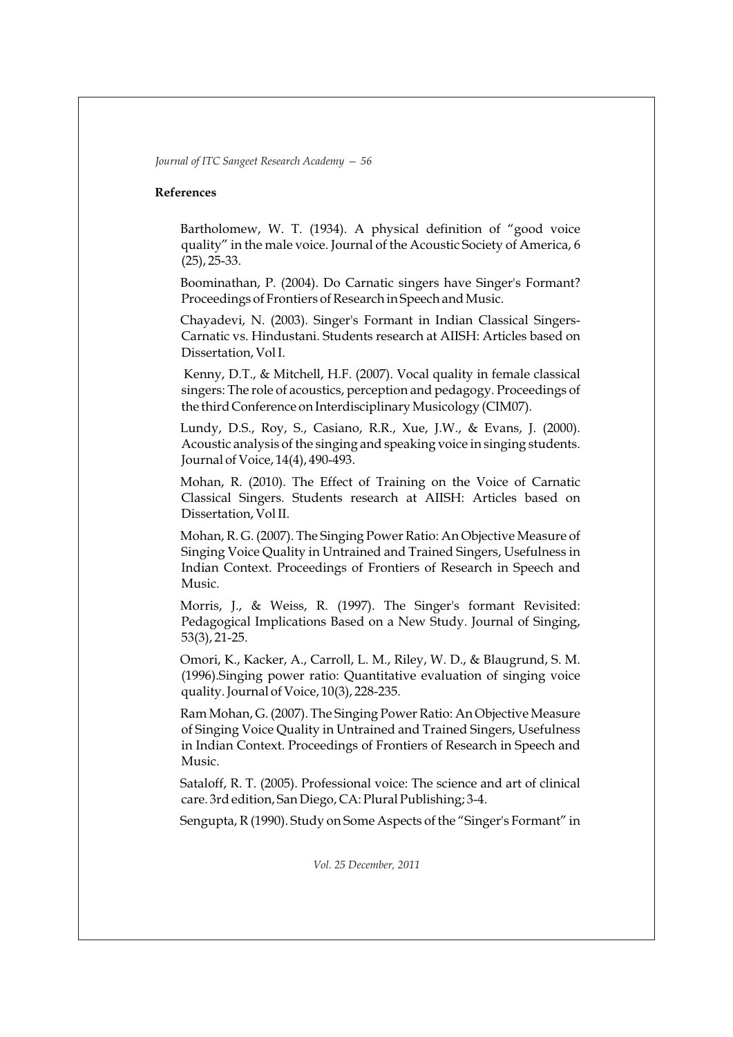**References**

Bartholomew, W. T. (1934). A physical definition of "good voice quality" in the male voice. Journal of the Acoustic Society of America, 6 (25), 25-33.

Boominathan, P. (2004). Do Carnatic singers have Singer's Formant? Proceedings of Frontiers of Research in Speech and Music.

Chayadevi, N. (2003). Singer's Formant in Indian Classical Singers-Carnatic vs. Hindustani. Students research at AIISH: Articles based on Dissertation, Vol I.

Kenny, D.T., & Mitchell, H.F. (2007). Vocal quality in female classical singers: The role of acoustics, perception and pedagogy. Proceedings of the third Conference on Interdisciplinary Musicology (CIM07).

Lundy, D.S., Roy, S., Casiano, R.R., Xue, J.W., & Evans, J. (2000). Acoustic analysis of the singing and speaking voice in singing students. Journal of Voice, 14(4), 490-493.

Mohan, R. (2010). The Effect of Training on the Voice of Carnatic Classical Singers. Students research at AIISH: Articles based on Dissertation, Vol II.

Mohan, R. G. (2007). The Singing Power Ratio: An Objective Measure of Singing Voice Quality in Untrained and Trained Singers, Usefulness in Indian Context. Proceedings of Frontiers of Research in Speech and Music.

Morris, J., & Weiss, R. (1997). The Singer's formant Revisited: Pedagogical Implications Based on a New Study. Journal of Singing, 53(3), 21-25.

Omori, K., Kacker, A., Carroll, L. M., Riley, W. D., & Blaugrund, S. M. (1996).Singing power ratio: Quantitative evaluation of singing voice quality. Journal of Voice, 10(3), 228-235.

Ram Mohan, G. (2007). The Singing Power Ratio: An Objective Measure of Singing Voice Quality in Untrained and Trained Singers, Usefulness in Indian Context. Proceedings of Frontiers of Research in Speech and Music.

Sataloff, R. T. (2005). Professional voice: The science and art of clinical care. 3rd edition, San Diego, CA: Plural Publishing; 3-4.

Sengupta, R (1990). Study on Some Aspects of the "Singer's Formant" in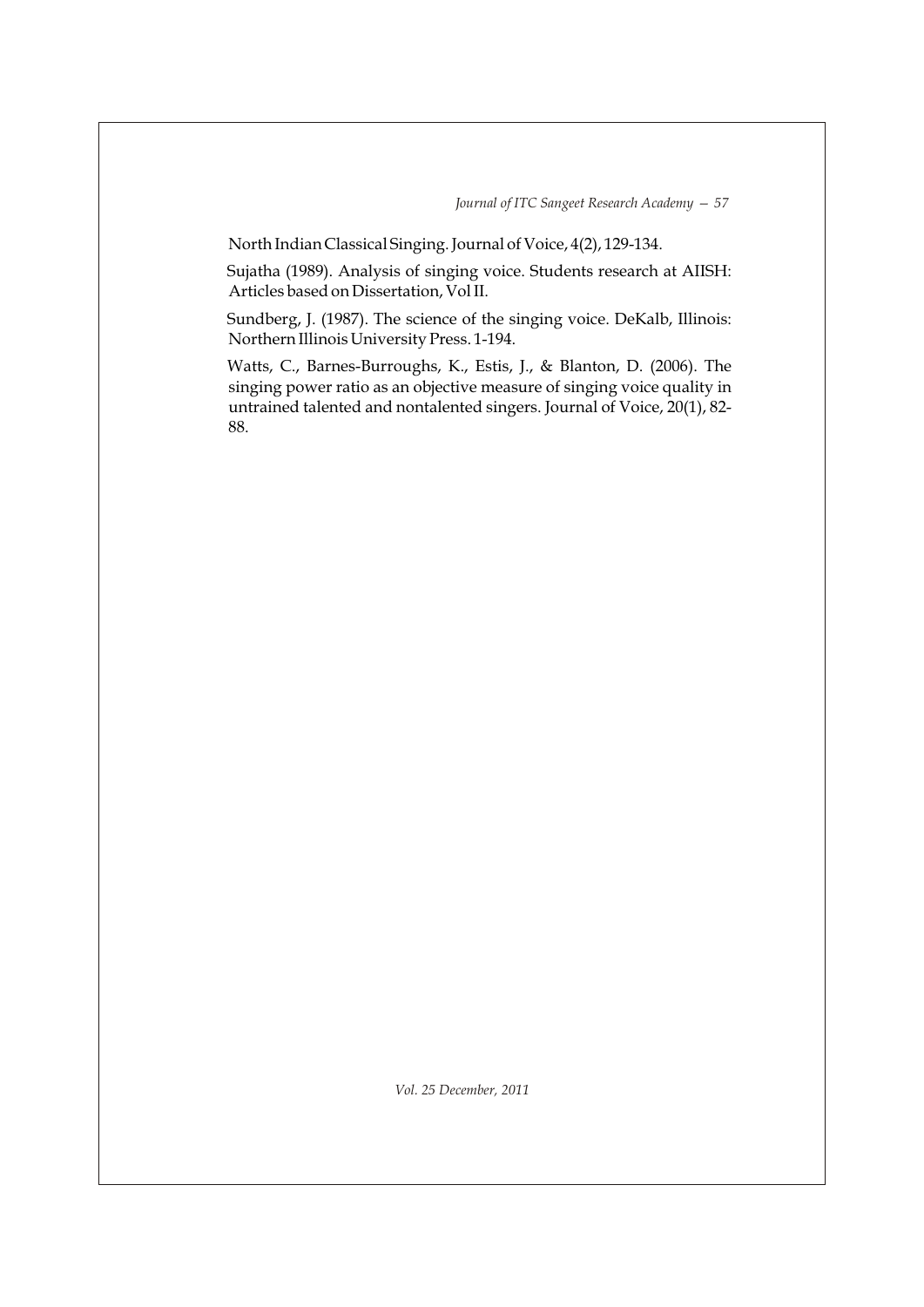North Indian Classical Singing. Journal of Voice, 4(2), 129-134.

Sujatha (1989). Analysis of singing voice. Students research at AIISH: Articles based on Dissertation, Vol II.

Sundberg, J. (1987). The science of the singing voice. DeKalb, Illinois: Northern Illinois University Press. 1-194.

Watts, C., Barnes-Burroughs, K., Estis, J., & Blanton, D. (2006). The singing power ratio as an objective measure of singing voice quality in untrained talented and nontalented singers. Journal of Voice, 20(1), 82-88.